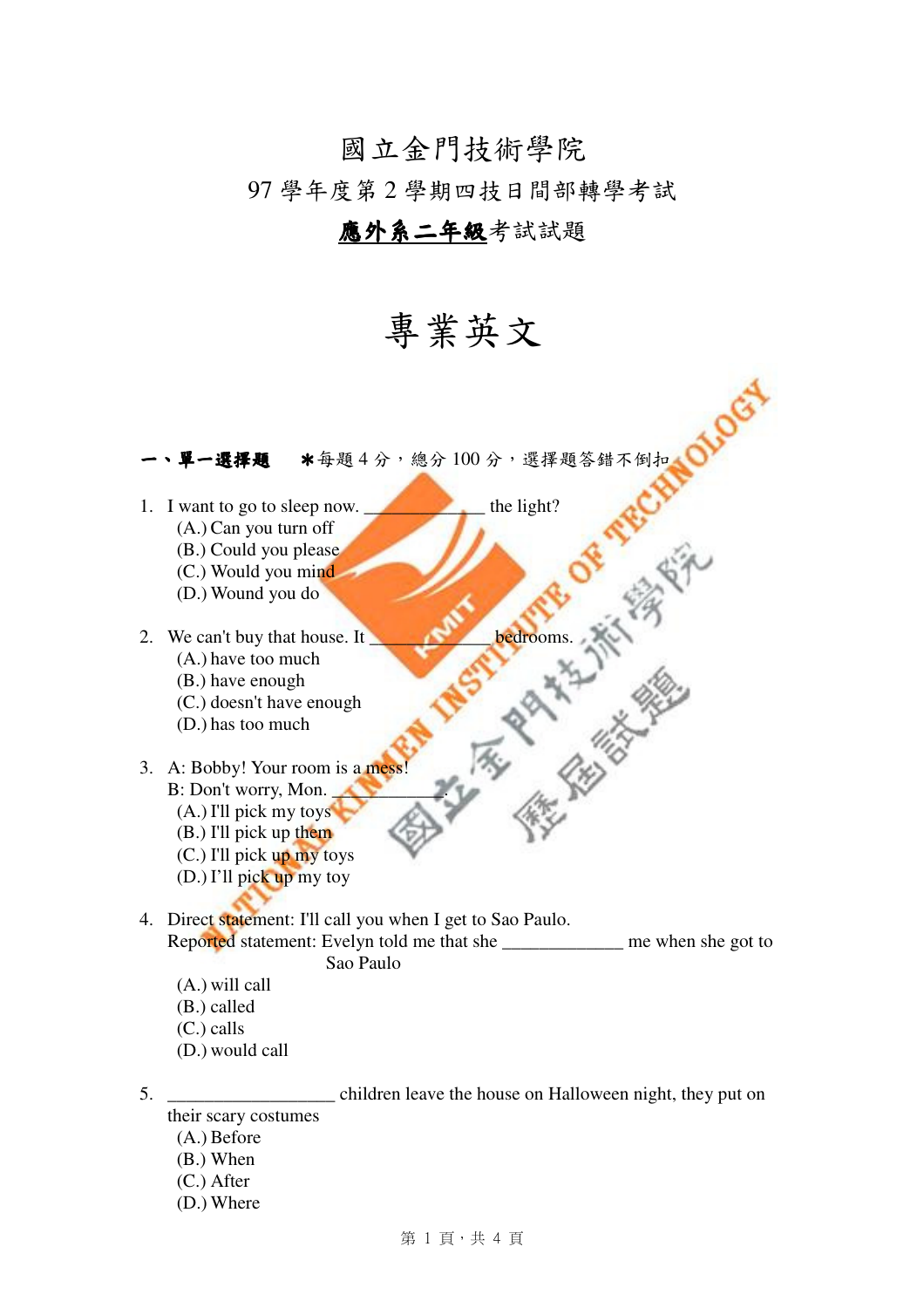# 國立金門技術學院

## 97 學年度第 2 學期四技日間部轉學考試

## **應外系二年級**考試試題

# 專業英文

**一、單一選擇題**　＊每題 4 分，總分 100 分，選擇題答錯不倒扣

1. I want to go to sleep now. ____________ the light?
   (A.) Can you turn off
   (B.) Could you please
   (C.) Would you mind
   (D.) Wound you do

2. We can't buy that house. It ____________ bedrooms.
   (A.) have too much
   (B.) have enough
   (C.) doesn't have enough
   (D.) has too much

3. A: Bobby! Your room is a mess!
   B: Don't worry, Mon. ____________.
   (A.) I'll pick my toys
   (B.) I'll pick up them
   (C.) I'll pick up my toys
   (D.) I'll pick up my toy

4. Direct statement: I'll call you when I get to Sao Paulo.
   Reported statement: Evelyn told me that she ____________ me when she got to Sao Paulo
   (A.) will call
   (B.) called
   (C.) calls
   (D.) would call

5. ________________ children leave the house on Halloween night, they put on their scary costumes
   (A.) Before
   (B.) When
   (C.) After
   (D.) Where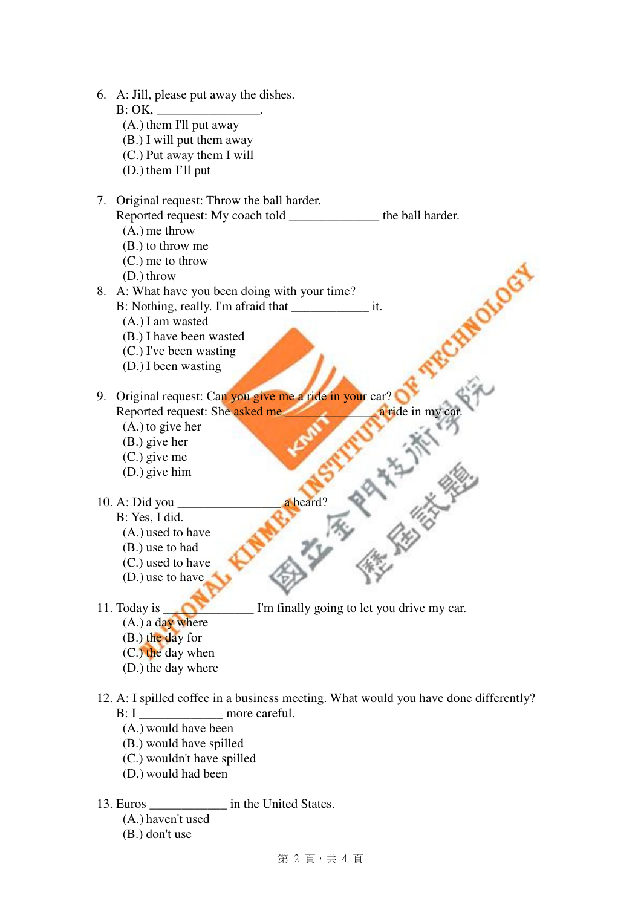6. A: Jill, please put away the dishes.
   B: OK, ________________.
   (A.) them I'll put away
   (B.) I will put them away
   (C.) Put away them I will
   (D.) them I’ll put

7. Original request: Throw the ball harder.
   Reported request: My coach told ______________ the ball harder.
   (A.) me throw
   (B.) to throw me
   (C.) me to throw
   (D.) throw

8. A: What have you been doing with your time?
   B: Nothing, really. I'm afraid that ____________ it.
   (A.) I am wasted
   (B.) I have been wasted
   (C.) I've been wasting
   (D.) I been wasting

9. Original request: Can you give me a ride in your car?
   Reported request: She asked me ______________ a ride in my car.
   (A.) to give her
   (B.) give her
   (C.) give me
   (D.) give him

10. A: Did you ________________ a beard?
    B: Yes, I did.
    (A.) used to have
    (B.) use to had
    (C.) used to have
    (D.) use to have

11. Today is ______________ I'm finally going to let you drive my car.
    (A.) a day where
    (B.) the day for
    (C.) the day when
    (D.) the day where

12. A: I spilled coffee in a business meeting. What would you have done differently?
    B: I _____________ more careful.
    (A.) would have been
    (B.) would have spilled
    (C.) wouldn't have spilled
    (D.) would had been

13. Euros ____________ in the United States.
    (A.) haven't used
    (B.) don't use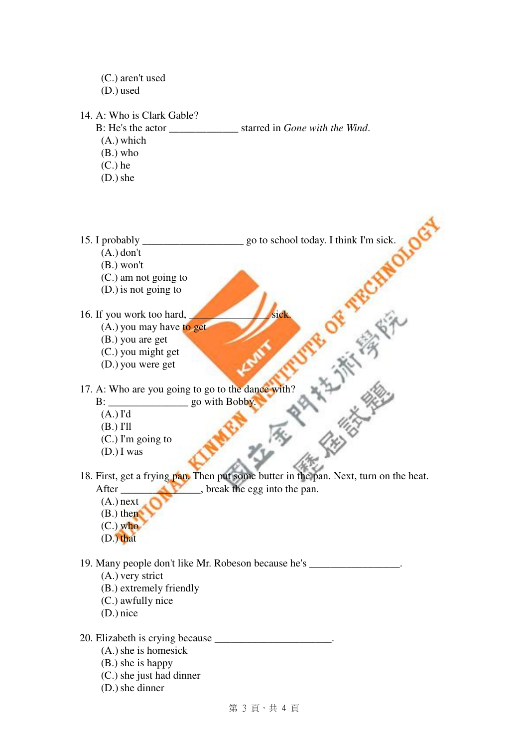(C.) aren't used
(D.) used

14. A: Who is Clark Gable?
B: He's the actor _____________ starred in *Gone with the Wind*.
(A.) which
(B.) who
(C.) he
(D.) she

15. I probably __________________ go to school today. I think I'm sick.
(A.) don't
(B.) won't
(C.) am not going to
(D.) is not going to

16. If you work too hard, _______________ sick.
(A.) you may have to get
(B.) you are get
(C.) you might get
(D.) you were get

17. A: Who are you going to go to the dance with?
B: _______________ go with Bobby.
(A.) I'd
(B.) I'll
(C.) I'm going to
(D.) I was

18. First, get a frying pan. Then put some butter in the pan. Next, turn on the heat. After _______________, break the egg into the pan.
(A.) next
(B.) then
(C.) who
(D.) that

19. Many people don't like Mr. Robeson because he's _________________.
(A.) very strict
(B.) extremely friendly
(C.) awfully nice
(D.) nice

20. Elizabeth is crying because ______________________.
(A.) she is homesick
(B.) she is happy
(C.) she just had dinner
(D.) she dinner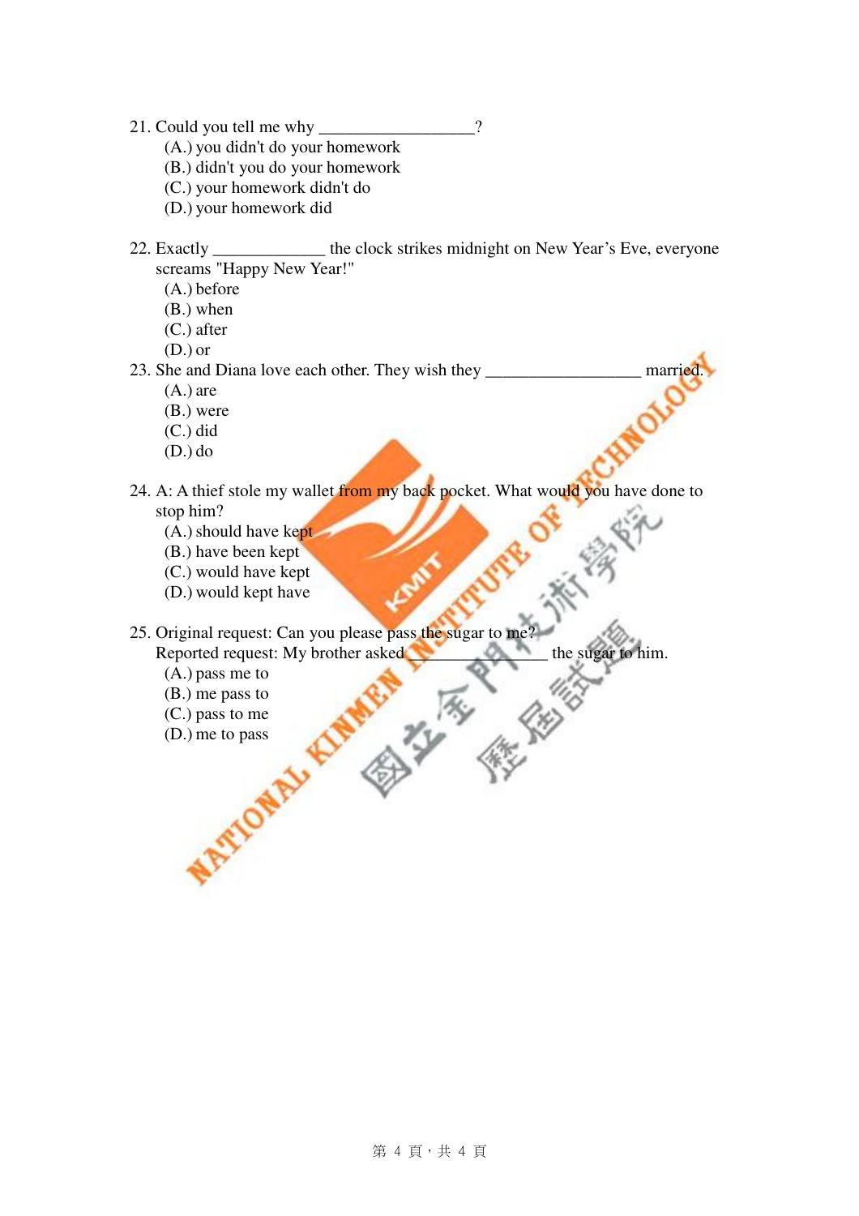21. Could you tell me why __________________?
    (A.) you didn't do your homework
    (B.) didn't you do your homework
    (C.) your homework didn't do
    (D.) your homework did

22. Exactly _____________ the clock strikes midnight on New Year's Eve, everyone screams "Happy New Year!"
    (A.) before
    (B.) when
    (C.) after
    (D.) or

23. She and Diana love each other. They wish they __________________ married.
    (A.) are
    (B.) were
    (C.) did
    (D.) do

24. A: A thief stole my wallet from my back pocket. What would you have done to stop him?
    (A.) should have kept
    (B.) have been kept
    (C.) would have kept
    (D.) would kept have

25. Original request: Can you please pass the sugar to me?
    Reported request: My brother asked ________________ the sugar to him.
    (A.) pass me to
    (B.) me pass to
    (C.) pass to me
    (D.) me to pass